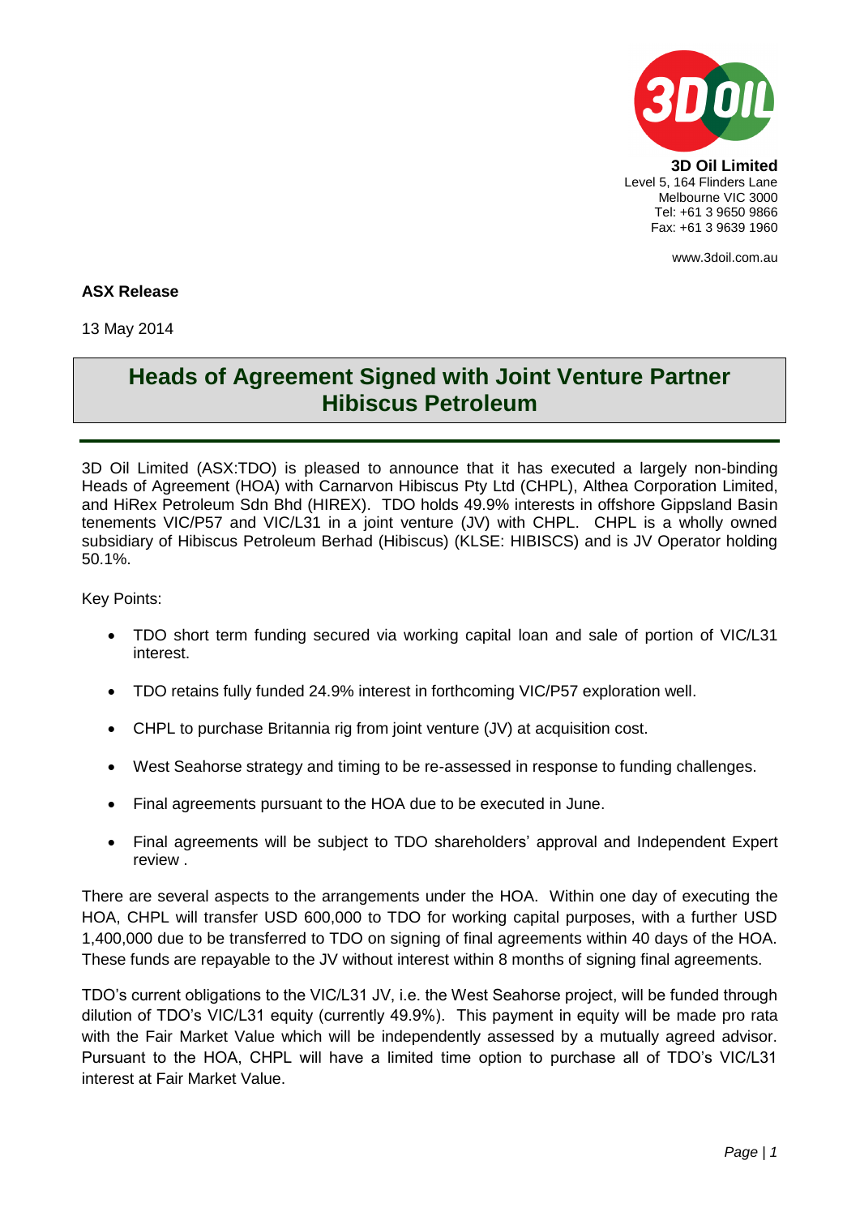**3D Oil Limited**
Level 5, 164 Flinders Lane
Melbourne VIC 3000
Tel: +61 3 9650 9866
Fax: +61 3 9639 1960

www.3doil.com.au

**ASX Release**

13 May 2014

# Heads of Agreement Signed with Joint Venture Partner Hibiscus Petroleum

3D Oil Limited (ASX:TDO) is pleased to announce that it has executed a largely non-binding Heads of Agreement (HOA) with Carnarvon Hibiscus Pty Ltd (CHPL), Althea Corporation Limited, and HiRex Petroleum Sdn Bhd (HIREX). TDO holds 49.9% interests in offshore Gippsland Basin tenements VIC/P57 and VIC/L31 in a joint venture (JV) with CHPL. CHPL is a wholly owned subsidiary of Hibiscus Petroleum Berhad (Hibiscus) (KLSE: HIBISCS) and is JV Operator holding 50.1%.

Key Points:

- TDO short term funding secured via working capital loan and sale of portion of VIC/L31 interest.
- TDO retains fully funded 24.9% interest in forthcoming VIC/P57 exploration well.
- CHPL to purchase Britannia rig from joint venture (JV) at acquisition cost.
- West Seahorse strategy and timing to be re-assessed in response to funding challenges.
- Final agreements pursuant to the HOA due to be executed in June.
- Final agreements will be subject to TDO shareholders' approval and Independent Expert review .

There are several aspects to the arrangements under the HOA. Within one day of executing the HOA, CHPL will transfer USD 600,000 to TDO for working capital purposes, with a further USD 1,400,000 due to be transferred to TDO on signing of final agreements within 40 days of the HOA. These funds are repayable to the JV without interest within 8 months of signing final agreements.

TDO's current obligations to the VIC/L31 JV, i.e. the West Seahorse project, will be funded through dilution of TDO's VIC/L31 equity (currently 49.9%). This payment in equity will be made pro rata with the Fair Market Value which will be independently assessed by a mutually agreed advisor. Pursuant to the HOA, CHPL will have a limited time option to purchase all of TDO's VIC/L31 interest at Fair Market Value.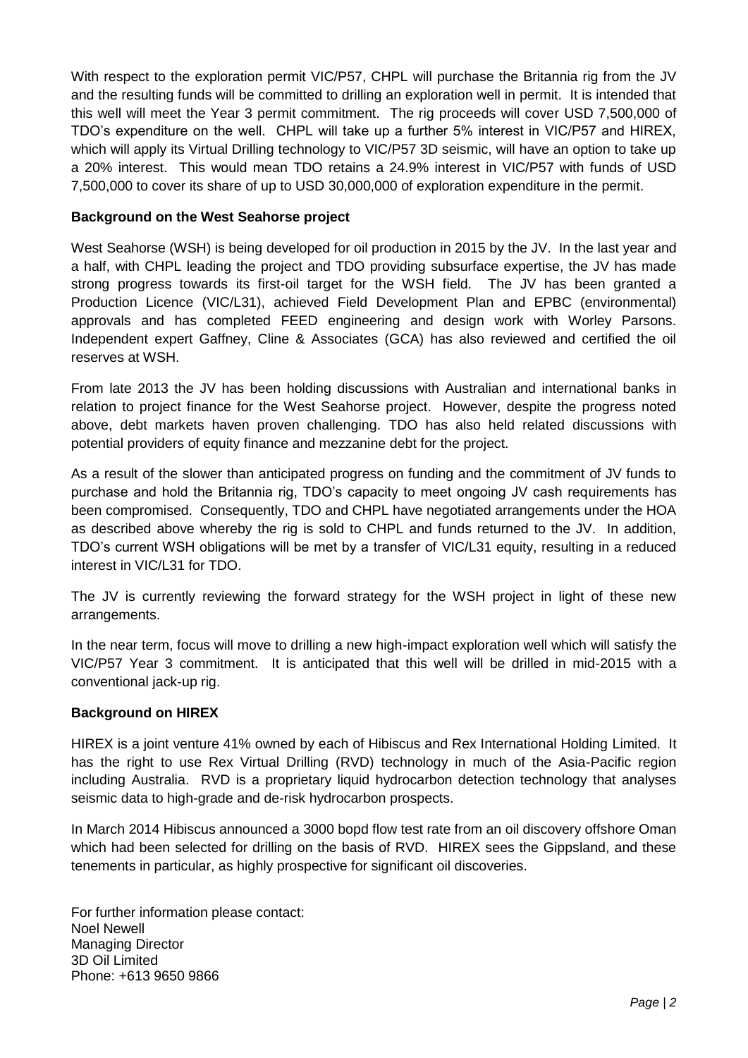With respect to the exploration permit VIC/P57, CHPL will purchase the Britannia rig from the JV and the resulting funds will be committed to drilling an exploration well in permit. It is intended that this well will meet the Year 3 permit commitment. The rig proceeds will cover USD 7,500,000 of TDO's expenditure on the well. CHPL will take up a further 5% interest in VIC/P57 and HIREX, which will apply its Virtual Drilling technology to VIC/P57 3D seismic, will have an option to take up a 20% interest. This would mean TDO retains a 24.9% interest in VIC/P57 with funds of USD 7,500,000 to cover its share of up to USD 30,000,000 of exploration expenditure in the permit.

**Background on the West Seahorse project**

West Seahorse (WSH) is being developed for oil production in 2015 by the JV. In the last year and a half, with CHPL leading the project and TDO providing subsurface expertise, the JV has made strong progress towards its first-oil target for the WSH field. The JV has been granted a Production Licence (VIC/L31), achieved Field Development Plan and EPBC (environmental) approvals and has completed FEED engineering and design work with Worley Parsons. Independent expert Gaffney, Cline & Associates (GCA) has also reviewed and certified the oil reserves at WSH.

From late 2013 the JV has been holding discussions with Australian and international banks in relation to project finance for the West Seahorse project. However, despite the progress noted above, debt markets haven proven challenging. TDO has also held related discussions with potential providers of equity finance and mezzanine debt for the project.

As a result of the slower than anticipated progress on funding and the commitment of JV funds to purchase and hold the Britannia rig, TDO's capacity to meet ongoing JV cash requirements has been compromised. Consequently, TDO and CHPL have negotiated arrangements under the HOA as described above whereby the rig is sold to CHPL and funds returned to the JV. In addition, TDO's current WSH obligations will be met by a transfer of VIC/L31 equity, resulting in a reduced interest in VIC/L31 for TDO.

The JV is currently reviewing the forward strategy for the WSH project in light of these new arrangements.

In the near term, focus will move to drilling a new high-impact exploration well which will satisfy the VIC/P57 Year 3 commitment. It is anticipated that this well will be drilled in mid-2015 with a conventional jack-up rig.

**Background on HIREX**

HIREX is a joint venture 41% owned by each of Hibiscus and Rex International Holding Limited. It has the right to use Rex Virtual Drilling (RVD) technology in much of the Asia-Pacific region including Australia. RVD is a proprietary liquid hydrocarbon detection technology that analyses seismic data to high-grade and de-risk hydrocarbon prospects.

In March 2014 Hibiscus announced a 3000 bopd flow test rate from an oil discovery offshore Oman which had been selected for drilling on the basis of RVD. HIREX sees the Gippsland, and these tenements in particular, as highly prospective for significant oil discoveries.

For further information please contact:
Noel Newell
Managing Director
3D Oil Limited
Phone: +613 9650 9866